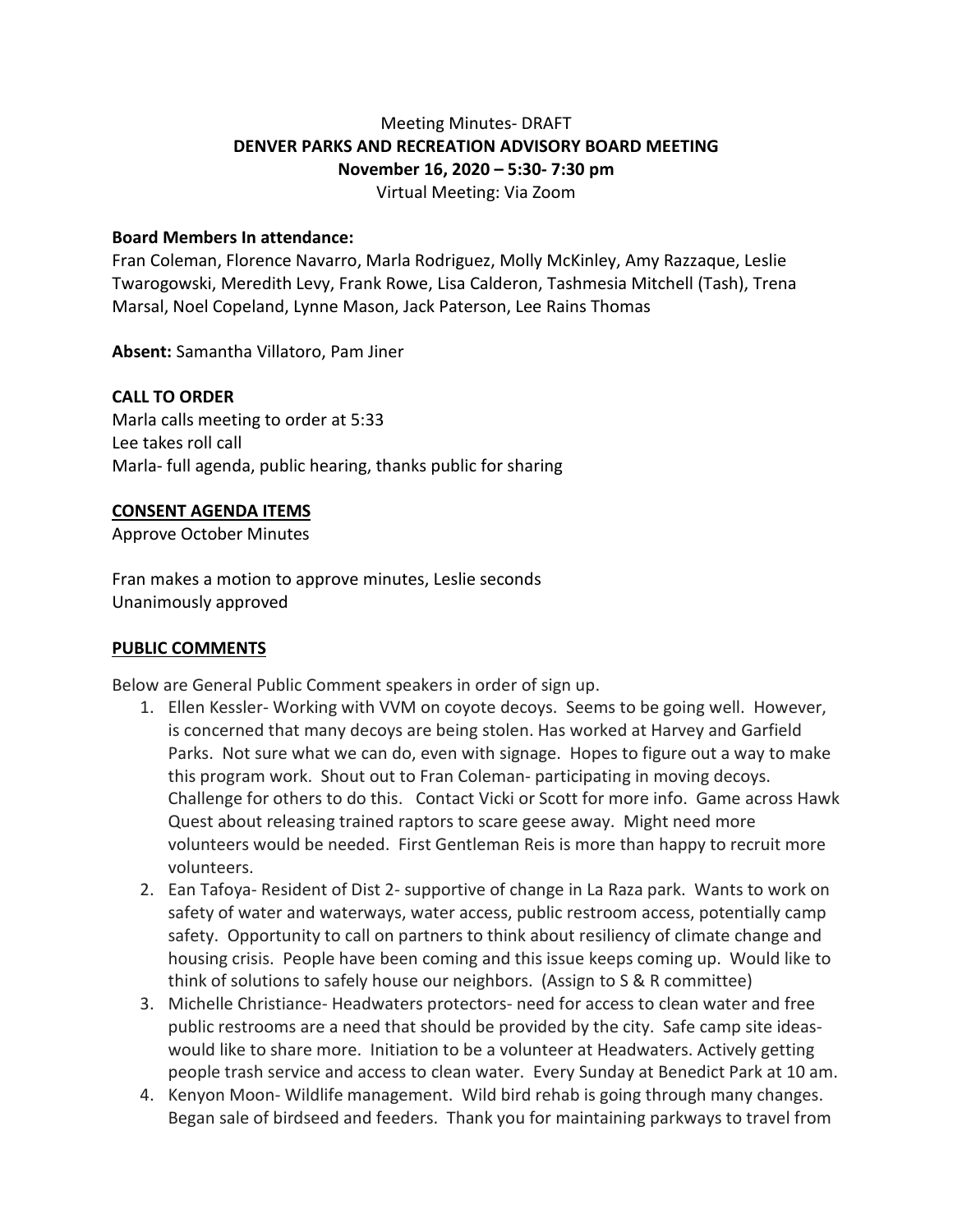Meeting Minutes- DRAFT

**DENVER PARKS AND RECREATION ADVISORY BOARD MEETING**

**November 16, 2020 – 5:30- 7:30 pm**

Virtual Meeting: Via Zoom

**Board Members In attendance:**

Fran Coleman, Florence Navarro, Marla Rodriguez, Molly McKinley, Amy Razzaque, Leslie Twarogowski, Meredith Levy, Frank Rowe, Lisa Calderon, Tashmesia Mitchell (Tash), Trena Marsal, Noel Copeland, Lynne Mason, Jack Paterson, Lee Rains Thomas

**Absent:** Samantha Villatoro, Pam Jiner

**CALL TO ORDER**

Marla calls meeting to order at 5:33

Lee takes roll call

Marla- full agenda, public hearing, thanks public for sharing

**CONSENT AGENDA ITEMS**

Approve October Minutes

Fran makes a motion to approve minutes, Leslie seconds

Unanimously approved

**PUBLIC COMMENTS**

Below are General Public Comment speakers in order of sign up.

1. Ellen Kessler- Working with VVM on coyote decoys. Seems to be going well. However, is concerned that many decoys are being stolen. Has worked at Harvey and Garfield Parks. Not sure what we can do, even with signage. Hopes to figure out a way to make this program work. Shout out to Fran Coleman- participating in moving decoys. Challenge for others to do this. Contact Vicki or Scott for more info. Game across Hawk Quest about releasing trained raptors to scare geese away. Might need more volunteers would be needed. First Gentleman Reis is more than happy to recruit more volunteers.
2. Ean Tafoya- Resident of Dist 2- supportive of change in La Raza park. Wants to work on safety of water and waterways, water access, public restroom access, potentially camp safety. Opportunity to call on partners to think about resiliency of climate change and housing crisis. People have been coming and this issue keeps coming up. Would like to think of solutions to safely house our neighbors. (Assign to S & R committee)
3. Michelle Christiance- Headwaters protectors- need for access to clean water and free public restrooms are a need that should be provided by the city. Safe camp site ideas- would like to share more. Initiation to be a volunteer at Headwaters. Actively getting people trash service and access to clean water. Every Sunday at Benedict Park at 10 am.
4. Kenyon Moon- Wildlife management. Wild bird rehab is going through many changes. Began sale of birdseed and feeders. Thank you for maintaining parkways to travel from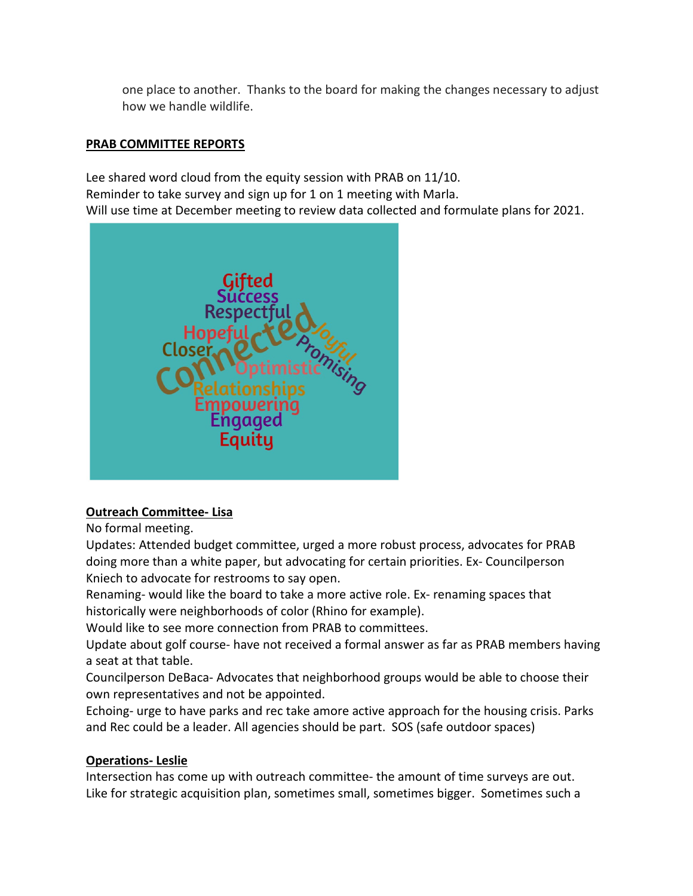one place to another. Thanks to the board for making the changes necessary to adjust how we handle wildlife.

**PRAB COMMITTEE REPORTS**

Lee shared word cloud from the equity session with PRAB on 11/10.
Reminder to take survey and sign up for 1 on 1 meeting with Marla.
Will use time at December meeting to review data collected and formulate plans for 2021.

**Outreach Committee- Lisa**

No formal meeting.
Updates: Attended budget committee, urged a more robust process, advocates for PRAB doing more than a white paper, but advocating for certain priorities. Ex- Councilperson Kniech to advocate for restrooms to say open.
Renaming- would like the board to take a more active role. Ex- renaming spaces that historically were neighborhoods of color (Rhino for example).
Would like to see more connection from PRAB to committees.
Update about golf course- have not received a formal answer as far as PRAB members having a seat at that table.
Councilperson DeBaca- Advocates that neighborhood groups would be able to choose their own representatives and not be appointed.
Echoing- urge to have parks and rec take amore active approach for the housing crisis. Parks and Rec could be a leader. All agencies should be part. SOS (safe outdoor spaces)

**Operations- Leslie**

Intersection has come up with outreach committee- the amount of time surveys are out. Like for strategic acquisition plan, sometimes small, sometimes bigger. Sometimes such a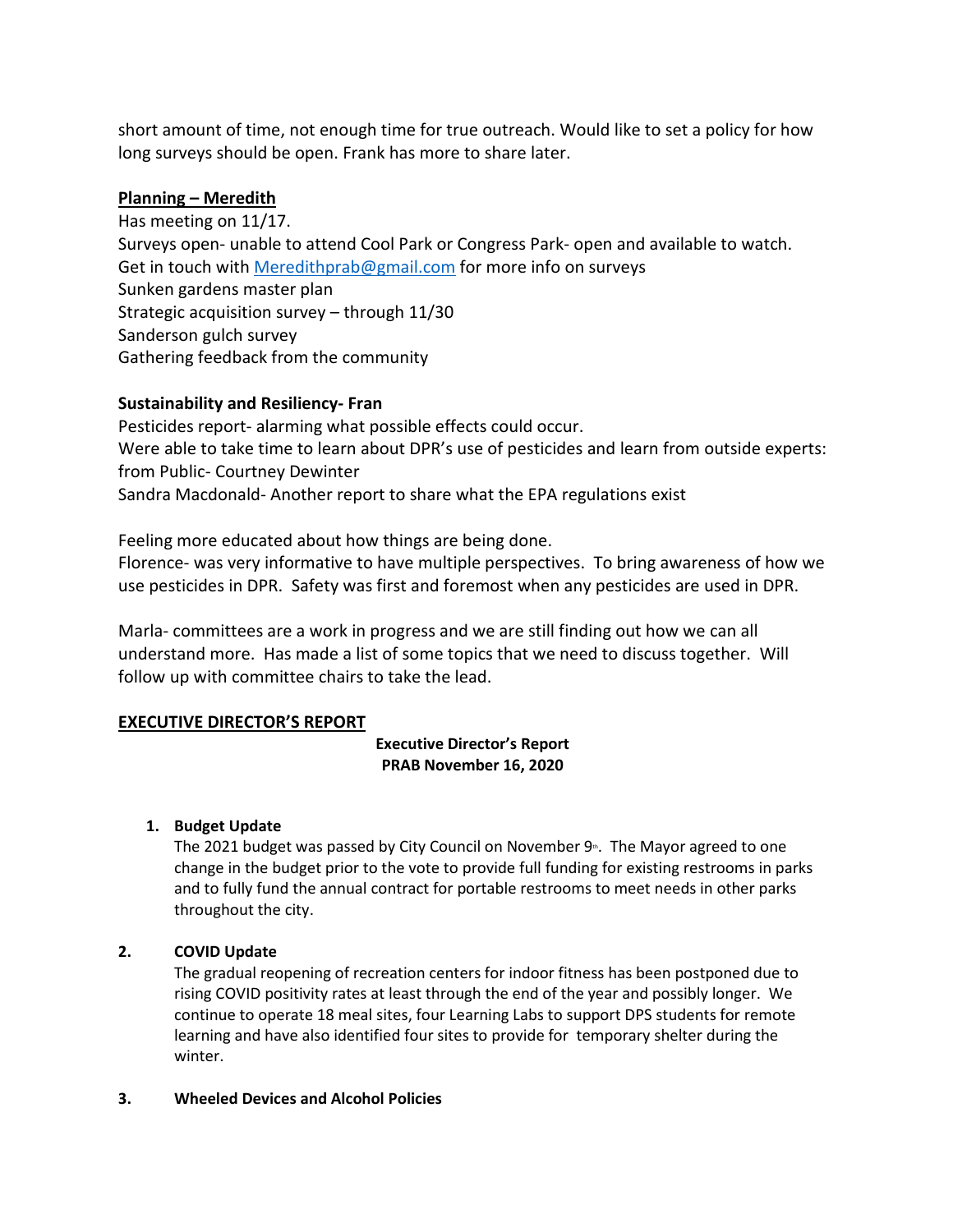short amount of time, not enough time for true outreach. Would like to set a policy for how long surveys should be open. Frank has more to share later.

**Planning – Meredith**

Has meeting on 11/17.
Surveys open- unable to attend Cool Park or Congress Park- open and available to watch.
Get in touch with Meredithprab@gmail.com for more info on surveys
Sunken gardens master plan
Strategic acquisition survey – through 11/30
Sanderson gulch survey
Gathering feedback from the community

**Sustainability and Resiliency- Fran**

Pesticides report- alarming what possible effects could occur.
Were able to take time to learn about DPR's use of pesticides and learn from outside experts: from Public- Courtney Dewinter
Sandra Macdonald- Another report to share what the EPA regulations exist

Feeling more educated about how things are being done.
Florence- was very informative to have multiple perspectives. To bring awareness of how we use pesticides in DPR. Safety was first and foremost when any pesticides are used in DPR.

Marla- committees are a work in progress and we are still finding out how we can all understand more. Has made a list of some topics that we need to discuss together. Will follow up with committee chairs to take the lead.

## EXECUTIVE DIRECTOR'S REPORT

**Executive Director's Report**
**PRAB November 16, 2020**

1. **Budget Update**
   The 2021 budget was passed by City Council on November 9th. The Mayor agreed to one change in the budget prior to the vote to provide full funding for existing restrooms in parks and to fully fund the annual contract for portable restrooms to meet needs in other parks throughout the city.

2. **COVID Update**
   The gradual reopening of recreation centers for indoor fitness has been postponed due to rising COVID positivity rates at least through the end of the year and possibly longer. We continue to operate 18 meal sites, four Learning Labs to support DPS students for remote learning and have also identified four sites to provide for temporary shelter during the winter.

3. **Wheeled Devices and Alcohol Policies**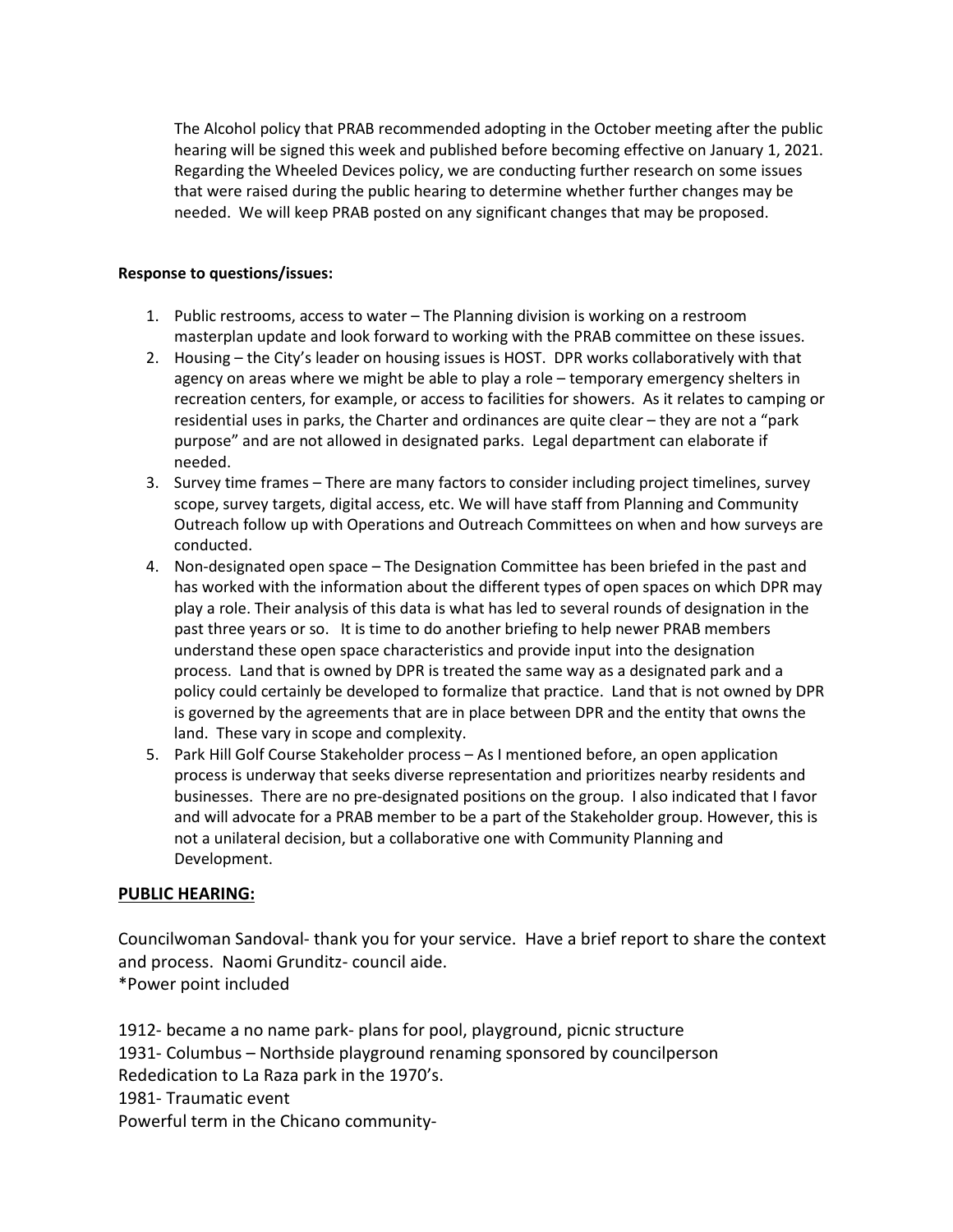The Alcohol policy that PRAB recommended adopting in the October meeting after the public hearing will be signed this week and published before becoming effective on January 1, 2021. Regarding the Wheeled Devices policy, we are conducting further research on some issues that were raised during the public hearing to determine whether further changes may be needed. We will keep PRAB posted on any significant changes that may be proposed.

**Response to questions/issues:**

1. Public restrooms, access to water – The Planning division is working on a restroom masterplan update and look forward to working with the PRAB committee on these issues.
2. Housing – the City's leader on housing issues is HOST. DPR works collaboratively with that agency on areas where we might be able to play a role – temporary emergency shelters in recreation centers, for example, or access to facilities for showers. As it relates to camping or residential uses in parks, the Charter and ordinances are quite clear – they are not a "park purpose" and are not allowed in designated parks. Legal department can elaborate if needed.
3. Survey time frames – There are many factors to consider including project timelines, survey scope, survey targets, digital access, etc. We will have staff from Planning and Community Outreach follow up with Operations and Outreach Committees on when and how surveys are conducted.
4. Non-designated open space – The Designation Committee has been briefed in the past and has worked with the information about the different types of open spaces on which DPR may play a role. Their analysis of this data is what has led to several rounds of designation in the past three years or so. It is time to do another briefing to help newer PRAB members understand these open space characteristics and provide input into the designation process. Land that is owned by DPR is treated the same way as a designated park and a policy could certainly be developed to formalize that practice. Land that is not owned by DPR is governed by the agreements that are in place between DPR and the entity that owns the land. These vary in scope and complexity.
5. Park Hill Golf Course Stakeholder process – As I mentioned before, an open application process is underway that seeks diverse representation and prioritizes nearby residents and businesses. There are no pre-designated positions on the group. I also indicated that I favor and will advocate for a PRAB member to be a part of the Stakeholder group. However, this is not a unilateral decision, but a collaborative one with Community Planning and Development.

## PUBLIC HEARING:

Councilwoman Sandoval- thank you for your service. Have a brief report to share the context and process. Naomi Grunditz- council aide.
*Power point included

1912- became a no name park- plans for pool, playground, picnic structure
1931- Columbus – Northside playground renaming sponsored by councilperson
Rededication to La Raza park in the 1970's.
1981- Traumatic event
Powerful term in the Chicano community-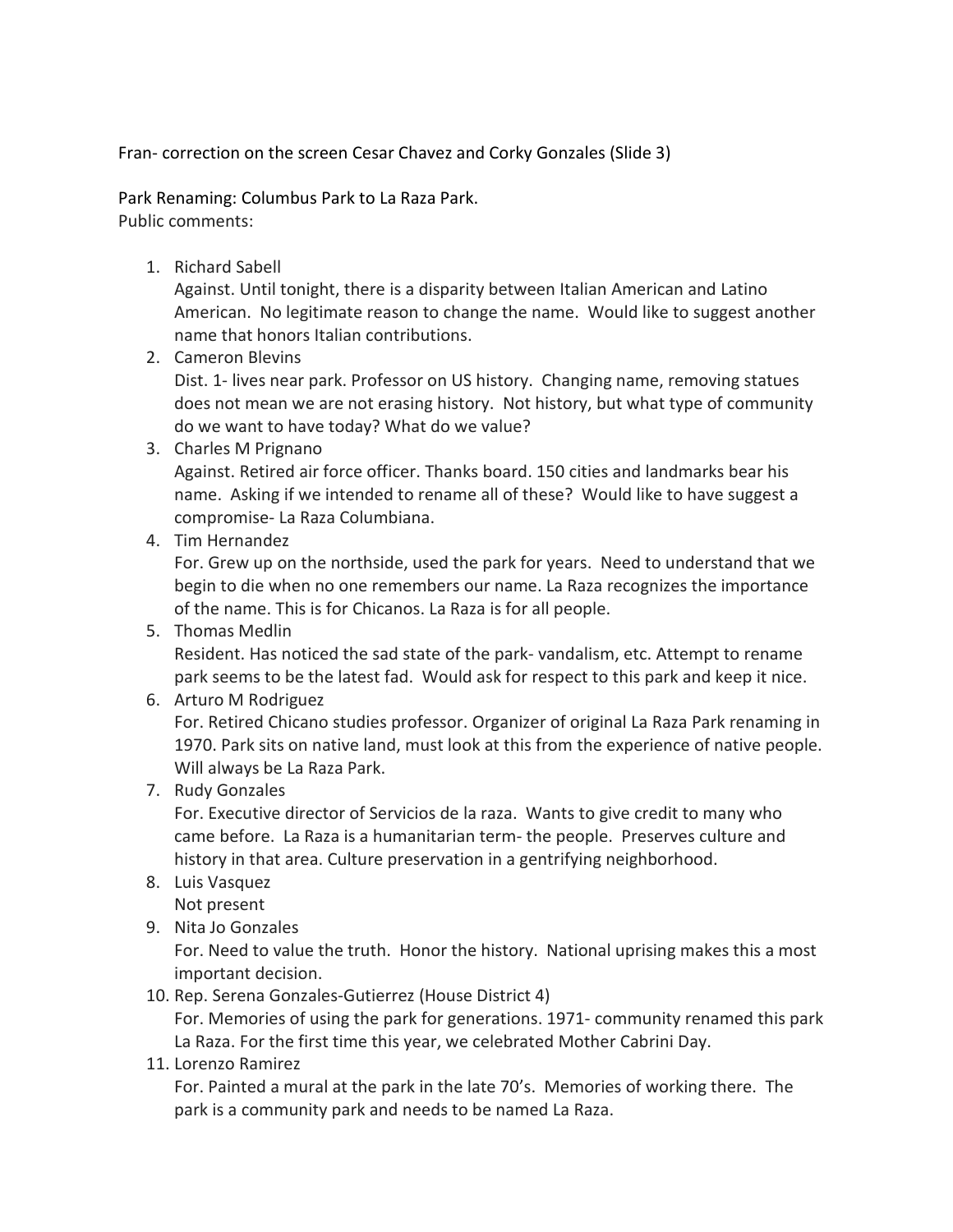Fran- correction on the screen Cesar Chavez and Corky Gonzales (Slide 3)

Park Renaming: Columbus Park to La Raza Park.
Public comments:

1. Richard Sabell
   Against. Until tonight, there is a disparity between Italian American and Latino American. No legitimate reason to change the name. Would like to suggest another name that honors Italian contributions.
2. Cameron Blevins
   Dist. 1- lives near park. Professor on US history. Changing name, removing statues does not mean we are not erasing history. Not history, but what type of community do we want to have today? What do we value?
3. Charles M Prignano
   Against. Retired air force officer. Thanks board. 150 cities and landmarks bear his name. Asking if we intended to rename all of these? Would like to have suggest a compromise- La Raza Columbiana.
4. Tim Hernandez
   For. Grew up on the northside, used the park for years. Need to understand that we begin to die when no one remembers our name. La Raza recognizes the importance of the name. This is for Chicanos. La Raza is for all people.
5. Thomas Medlin
   Resident. Has noticed the sad state of the park- vandalism, etc. Attempt to rename park seems to be the latest fad. Would ask for respect to this park and keep it nice.
6. Arturo M Rodriguez
   For. Retired Chicano studies professor. Organizer of original La Raza Park renaming in 1970. Park sits on native land, must look at this from the experience of native people. Will always be La Raza Park.
7. Rudy Gonzales
   For. Executive director of Servicios de la raza. Wants to give credit to many who came before. La Raza is a humanitarian term- the people. Preserves culture and history in that area. Culture preservation in a gentrifying neighborhood.
8. Luis Vasquez
   Not present
9. Nita Jo Gonzales
   For. Need to value the truth. Honor the history. National uprising makes this a most important decision.
10. Rep. Serena Gonzales-Gutierrez (House District 4)
    For. Memories of using the park for generations. 1971- community renamed this park La Raza. For the first time this year, we celebrated Mother Cabrini Day.
11. Lorenzo Ramirez
    For. Painted a mural at the park in the late 70's. Memories of working there. The park is a community park and needs to be named La Raza.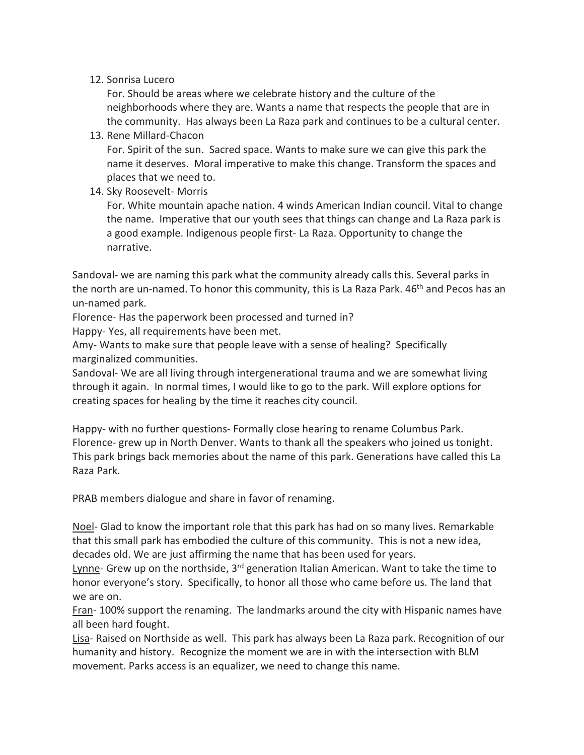12. Sonrisa Lucero

    For. Should be areas where we celebrate history and the culture of the neighborhoods where they are. Wants a name that respects the people that are in the community. Has always been La Raza park and continues to be a cultural center.

13. Rene Millard-Chacon

    For. Spirit of the sun. Sacred space. Wants to make sure we can give this park the name it deserves. Moral imperative to make this change. Transform the spaces and places that we need to.

14. Sky Roosevelt- Morris

    For. White mountain apache nation. 4 winds American Indian council. Vital to change the name. Imperative that our youth sees that things can change and La Raza park is a good example. Indigenous people first- La Raza. Opportunity to change the narrative.

Sandoval- we are naming this park what the community already calls this. Several parks in the north are un-named. To honor this community, this is La Raza Park. 46th and Pecos has an un-named park.

Florence- Has the paperwork been processed and turned in?

Happy- Yes, all requirements have been met.

Amy- Wants to make sure that people leave with a sense of healing? Specifically marginalized communities.

Sandoval- We are all living through intergenerational trauma and we are somewhat living through it again. In normal times, I would like to go to the park. Will explore options for creating spaces for healing by the time it reaches city council.

Happy- with no further questions- Formally close hearing to rename Columbus Park.

Florence- grew up in North Denver. Wants to thank all the speakers who joined us tonight. This park brings back memories about the name of this park. Generations have called this La Raza Park.

PRAB members dialogue and share in favor of renaming.

<u>Noel</u>- Glad to know the important role that this park has had on so many lives. Remarkable that this small park has embodied the culture of this community. This is not a new idea, decades old. We are just affirming the name that has been used for years.

<u>Lynne</u>- Grew up on the northside, 3rd generation Italian American. Want to take the time to honor everyone's story. Specifically, to honor all those who came before us. The land that we are on.

<u>Fran</u>- 100% support the renaming. The landmarks around the city with Hispanic names have all been hard fought.

<u>Lisa</u>- Raised on Northside as well. This park has always been La Raza park. Recognition of our humanity and history. Recognize the moment we are in with the intersection with BLM movement. Parks access is an equalizer, we need to change this name.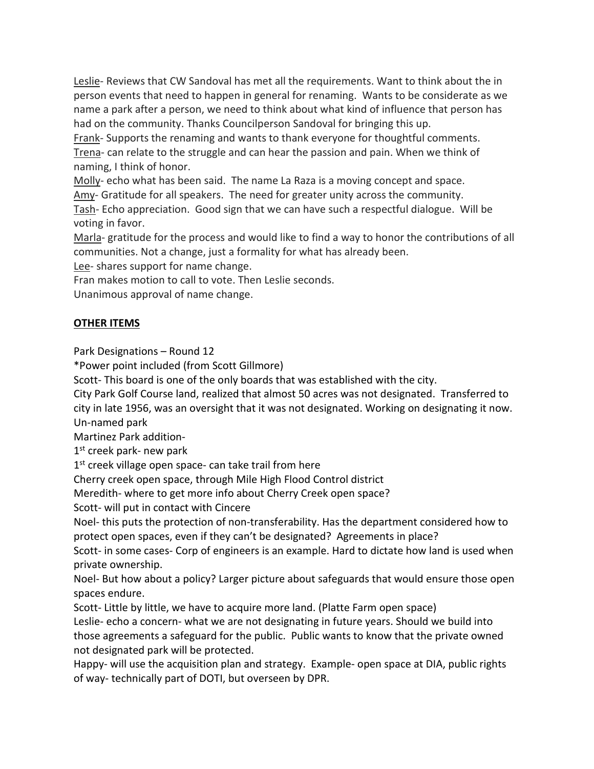Leslie- Reviews that CW Sandoval has met all the requirements. Want to think about the in person events that need to happen in general for renaming. Wants to be considerate as we name a park after a person, we need to think about what kind of influence that person has had on the community. Thanks Councilperson Sandoval for bringing this up.

Frank- Supports the renaming and wants to thank everyone for thoughtful comments.

Trena- can relate to the struggle and can hear the passion and pain. When we think of naming, I think of honor.

Molly- echo what has been said. The name La Raza is a moving concept and space.

Amy- Gratitude for all speakers. The need for greater unity across the community.

Tash- Echo appreciation. Good sign that we can have such a respectful dialogue. Will be voting in favor.

Marla- gratitude for the process and would like to find a way to honor the contributions of all communities. Not a change, just a formality for what has already been.

Lee- shares support for name change.

Fran makes motion to call to vote. Then Leslie seconds.

Unanimous approval of name change.

**OTHER ITEMS**

Park Designations – Round 12

*Power point included (from Scott Gillmore)

Scott- This board is one of the only boards that was established with the city.

City Park Golf Course land, realized that almost 50 acres was not designated. Transferred to city in late 1956, was an oversight that it was not designated. Working on designating it now.

Un-named park

Martinez Park addition-

1st creek park- new park

1st creek village open space- can take trail from here

Cherry creek open space, through Mile High Flood Control district

Meredith- where to get more info about Cherry Creek open space?

Scott- will put in contact with Cincere

Noel- this puts the protection of non-transferability. Has the department considered how to protect open spaces, even if they can't be designated? Agreements in place?

Scott- in some cases- Corp of engineers is an example. Hard to dictate how land is used when private ownership.

Noel- But how about a policy? Larger picture about safeguards that would ensure those open spaces endure.

Scott- Little by little, we have to acquire more land. (Platte Farm open space)

Leslie- echo a concern- what we are not designating in future years. Should we build into those agreements a safeguard for the public. Public wants to know that the private owned not designated park will be protected.

Happy- will use the acquisition plan and strategy. Example- open space at DIA, public rights of way- technically part of DOTI, but overseen by DPR.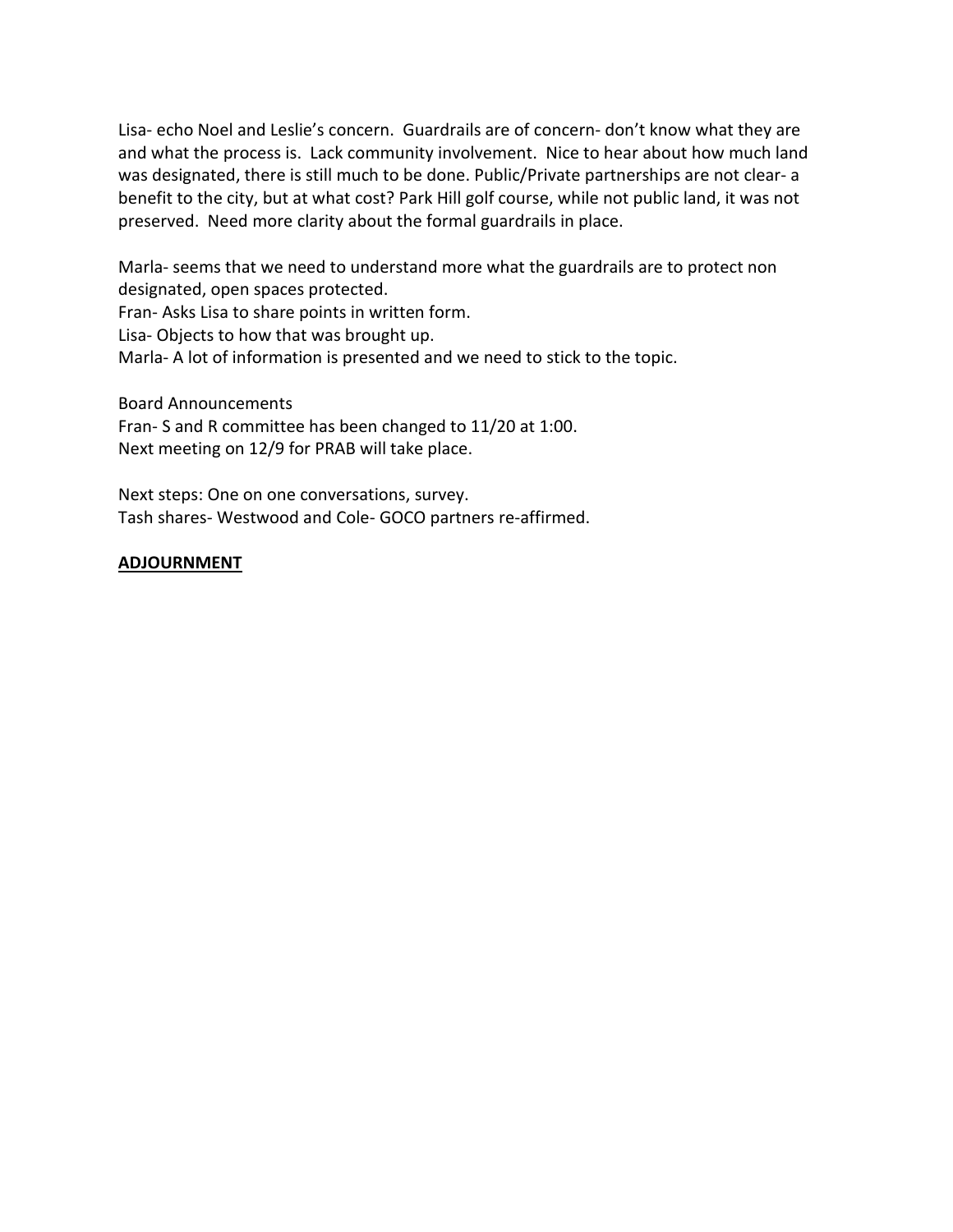Lisa- echo Noel and Leslie's concern. Guardrails are of concern- don't know what they are and what the process is. Lack community involvement. Nice to hear about how much land was designated, there is still much to be done. Public/Private partnerships are not clear- a benefit to the city, but at what cost? Park Hill golf course, while not public land, it was not preserved. Need more clarity about the formal guardrails in place.

Marla- seems that we need to understand more what the guardrails are to protect non designated, open spaces protected.
Fran- Asks Lisa to share points in written form.
Lisa- Objects to how that was brought up.
Marla- A lot of information is presented and we need to stick to the topic.

Board Announcements
Fran- S and R committee has been changed to 11/20 at 1:00.
Next meeting on 12/9 for PRAB will take place.

Next steps: One on one conversations, survey.
Tash shares- Westwood and Cole- GOCO partners re-affirmed.

**ADJOURNMENT**